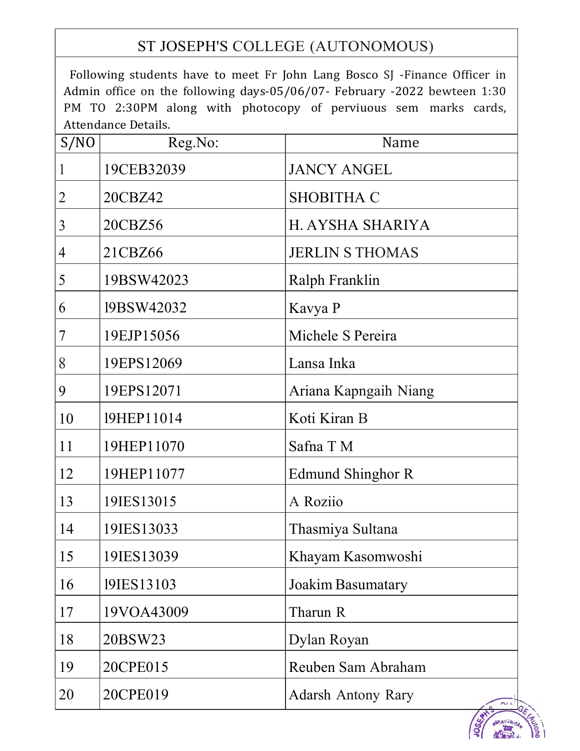# ST JOSEPH'S COLLEGE (AUTONOMOUS)

Following students have to meet Fr John Lang Bosco SJ -Finance Officer in Admin office on the following days-05/06/07- February -2022 bewteen 1:30 PM TO 2:30PM along with photocopy of perviuous sem marks cards, Attendance Details.

| S/NO | Reg.No: | Name |
|---|---|---|
| 1 | 19CEB32039 | JANCY ANGEL |
| 2 | 20CBZ42 | SHOBITHA C |
| 3 | 20CBZ56 | H. AYSHA SHARIYA |
| 4 | 21CBZ66 | JERLIN S THOMAS |
| 5 | 19BSW42023 | Ralph Franklin |
| 6 | l9BSW42032 | Kavya P |
| 7 | 19EJP15056 | Michele S Pereira |
| 8 | 19EPS12069 | Lansa Inka |
| 9 | 19EPS12071 | Ariana Kapngaih Niang |
| 10 | l9HEP11014 | Koti Kiran B |
| 11 | 19HEP11070 | Safna T M |
| 12 | 19HEP11077 | Edmund Shinghor R |
| 13 | 19IES13015 | A Roziio |
| 14 | 19IES13033 | Thasmiya Sultana |
| 15 | 19IES13039 | Khayam Kasomwoshi |
| 16 | l9IES13103 | Joakim Basumatary |
| 17 | 19VOA43009 | Tharun R |
| 18 | 20BSW23 | Dylan Royan |
| 19 | 20CPE015 | Reuben Sam Abraham |
| 20 | 20CPE019 | Adarsh Antony Rary |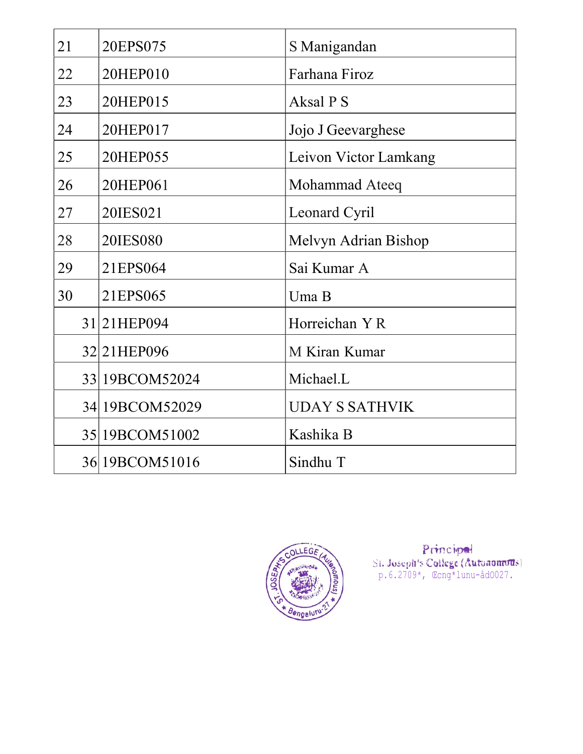| | | |
|---|---|---|
| 21 | 20EPS075 | S Manigandan |
| 22 | 20HEP010 | Farhana Firoz |
| 23 | 20HEP015 | Aksal P S |
| 24 | 20HEP017 | Jojo J Geevarghese |
| 25 | 20HEP055 | Leivon Victor Lamkang |
| 26 | 20HEP061 | Mohammad Ateeq |
| 27 | 20IES021 | Leonard Cyril |
| 28 | 20IES080 | Melvyn Adrian Bishop |
| 29 | 21EPS064 | Sai Kumar A |
| 30 | 21EPS065 | Uma B |
| 31 | 21HEP094 | Horreichan Y R |
| 32 | 21HEP096 | M Kiran Kumar |
| 33 | 19BCOM52024 | Michael.L |
| 34 | 19BCOM52029 | UDAY S SATHVIK |
| 35 | 19BCOM51002 | Kashika B |
| 36 | 19BCOM51016 | Sindhu T |

ST. JOSEPH'S COLLEGE (Autonomous) Bengaluru-27

Principal
St. Joseph's College (Autonomous)